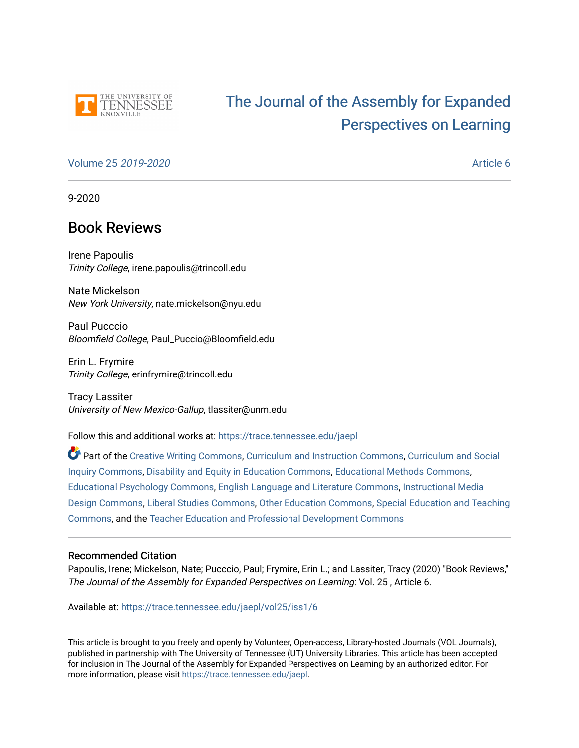# The Journal of the Assembly for Expanded Perspectives on Learning

Volume 25 *2019-2020* — Article 6

9-2020

## Book Reviews

Irene Papoulis
*Trinity College*, irene.papoulis@trincoll.edu

Nate Mickelson
*New York University*, nate.mickelson@nyu.edu

Paul Pucccio
*Bloomfield College*, Paul_Puccio@Bloomfield.edu

Erin L. Frymire
*Trinity College*, erinfrymire@trincoll.edu

Tracy Lassiter
*University of New Mexico-Gallup*, tlassiter@unm.edu

Follow this and additional works at: https://trace.tennessee.edu/jaepl

Part of the Creative Writing Commons, Curriculum and Instruction Commons, Curriculum and Social Inquiry Commons, Disability and Equity in Education Commons, Educational Methods Commons, Educational Psychology Commons, English Language and Literature Commons, Instructional Media Design Commons, Liberal Studies Commons, Other Education Commons, Special Education and Teaching Commons, and the Teacher Education and Professional Development Commons

### Recommended Citation

Papoulis, Irene; Mickelson, Nate; Pucccio, Paul; Frymire, Erin L.; and Lassiter, Tracy (2020) "Book Reviews," *The Journal of the Assembly for Expanded Perspectives on Learning*: Vol. 25 , Article 6.

Available at: https://trace.tennessee.edu/jaepl/vol25/iss1/6

This article is brought to you freely and openly by Volunteer, Open-access, Library-hosted Journals (VOL Journals), published in partnership with The University of Tennessee (UT) University Libraries. This article has been accepted for inclusion in The Journal of the Assembly for Expanded Perspectives on Learning by an authorized editor. For more information, please visit https://trace.tennessee.edu/jaepl.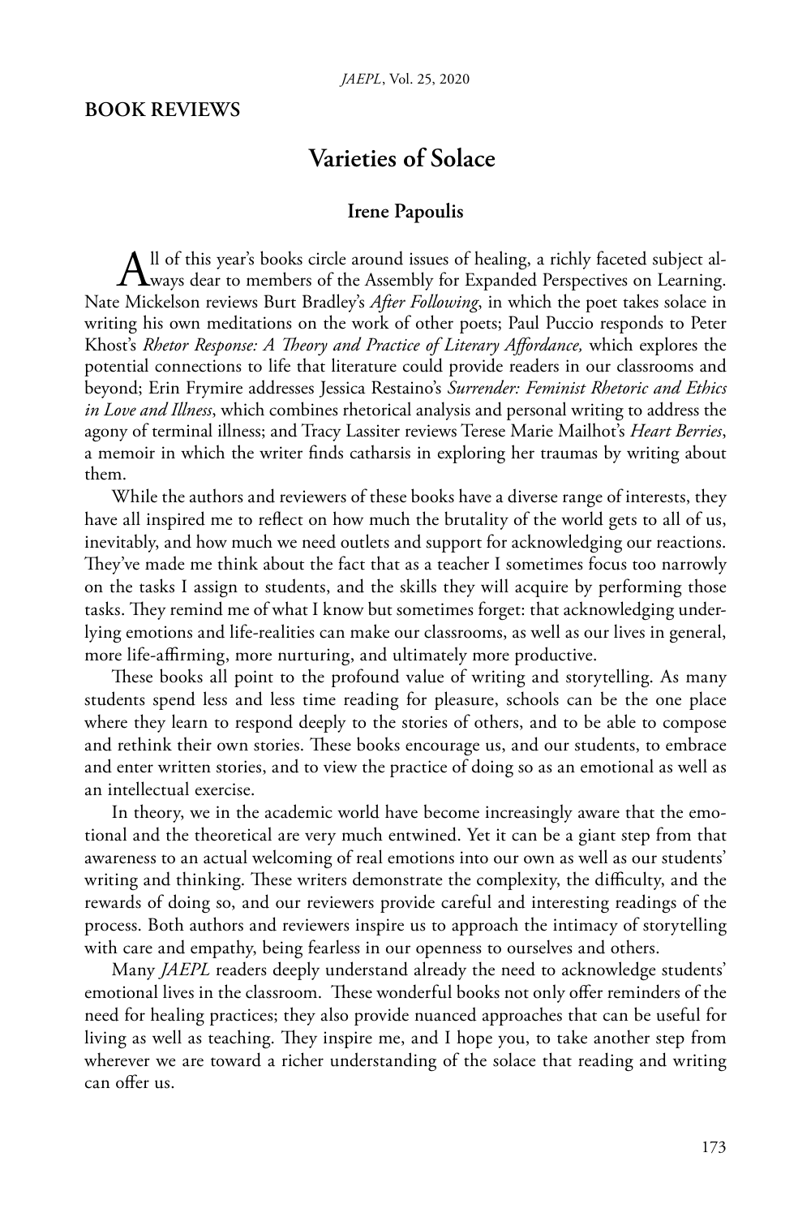## BOOK REVIEWS

# Varieties of Solace

### Irene Papoulis

All of this year's books circle around issues of healing, a richly faceted subject always dear to members of the Assembly for Expanded Perspectives on Learning. Nate Mickelson reviews Burt Bradley's *After Following*, in which the poet takes solace in writing his own meditations on the work of other poets; Paul Puccio responds to Peter Khost's *Rhetor Response: A Theory and Practice of Literary Affordance,* which explores the potential connections to life that literature could provide readers in our classrooms and beyond; Erin Frymire addresses Jessica Restaino's *Surrender: Feminist Rhetoric and Ethics in Love and Illness*, which combines rhetorical analysis and personal writing to address the agony of terminal illness; and Tracy Lassiter reviews Terese Marie Mailhot's *Heart Berries*, a memoir in which the writer finds catharsis in exploring her traumas by writing about them.

While the authors and reviewers of these books have a diverse range of interests, they have all inspired me to reflect on how much the brutality of the world gets to all of us, inevitably, and how much we need outlets and support for acknowledging our reactions. They've made me think about the fact that as a teacher I sometimes focus too narrowly on the tasks I assign to students, and the skills they will acquire by performing those tasks. They remind me of what I know but sometimes forget: that acknowledging underlying emotions and life-realities can make our classrooms, as well as our lives in general, more life-affirming, more nurturing, and ultimately more productive.

These books all point to the profound value of writing and storytelling. As many students spend less and less time reading for pleasure, schools can be the one place where they learn to respond deeply to the stories of others, and to be able to compose and rethink their own stories. These books encourage us, and our students, to embrace and enter written stories, and to view the practice of doing so as an emotional as well as an intellectual exercise.

In theory, we in the academic world have become increasingly aware that the emotional and the theoretical are very much entwined. Yet it can be a giant step from that awareness to an actual welcoming of real emotions into our own as well as our students' writing and thinking. These writers demonstrate the complexity, the difficulty, and the rewards of doing so, and our reviewers provide careful and interesting readings of the process. Both authors and reviewers inspire us to approach the intimacy of storytelling with care and empathy, being fearless in our openness to ourselves and others.

Many *JAEPL* readers deeply understand already the need to acknowledge students' emotional lives in the classroom. These wonderful books not only offer reminders of the need for healing practices; they also provide nuanced approaches that can be useful for living as well as teaching. They inspire me, and I hope you, to take another step from wherever we are toward a richer understanding of the solace that reading and writing can offer us.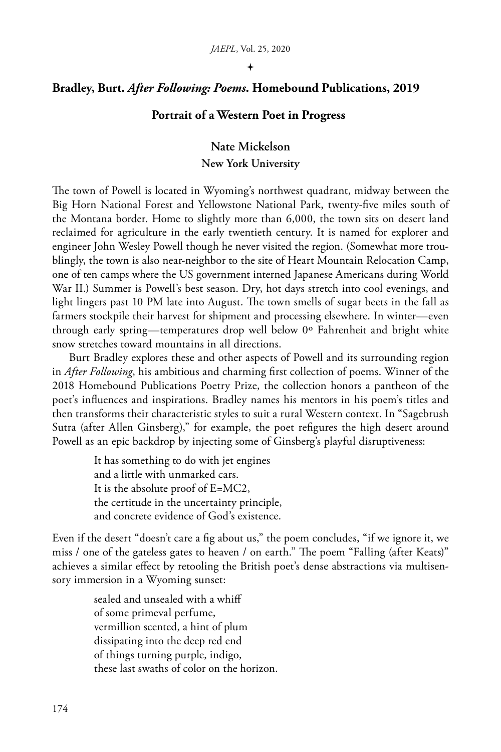**Bradley, Burt. *After Following: Poems*. Homebound Publications, 2019**

**Portrait of a Western Poet in Progress**

**Nate Mickelson**
**New York University**

The town of Powell is located in Wyoming's northwest quadrant, midway between the Big Horn National Forest and Yellowstone National Park, twenty-five miles south of the Montana border. Home to slightly more than 6,000, the town sits on desert land reclaimed for agriculture in the early twentieth century. It is named for explorer and engineer John Wesley Powell though he never visited the region. (Somewhat more troublingly, the town is also near-neighbor to the site of Heart Mountain Relocation Camp, one of ten camps where the US government interned Japanese Americans during World War II.) Summer is Powell's best season. Dry, hot days stretch into cool evenings, and light lingers past 10 PM late into August. The town smells of sugar beets in the fall as farmers stockpile their harvest for shipment and processing elsewhere. In winter—even through early spring—temperatures drop well below 0º Fahrenheit and bright white snow stretches toward mountains in all directions.

Burt Bradley explores these and other aspects of Powell and its surrounding region in *After Following*, his ambitious and charming first collection of poems. Winner of the 2018 Homebound Publications Poetry Prize, the collection honors a pantheon of the poet's influences and inspirations. Bradley names his mentors in his poem's titles and then transforms their characteristic styles to suit a rural Western context. In "Sagebrush Sutra (after Allen Ginsberg)," for example, the poet refigures the high desert around Powell as an epic backdrop by injecting some of Ginsberg's playful disruptiveness:

> It has something to do with jet engines
> and a little with unmarked cars.
> It is the absolute proof of E=MC2,
> the certitude in the uncertainty principle,
> and concrete evidence of God's existence.

Even if the desert "doesn't care a fig about us," the poem concludes, "if we ignore it, we miss / one of the gateless gates to heaven / on earth." The poem "Falling (after Keats)" achieves a similar effect by retooling the British poet's dense abstractions via multisensory immersion in a Wyoming sunset:

> sealed and unsealed with a whiff
> of some primeval perfume,
> vermillion scented, a hint of plum
> dissipating into the deep red end
> of things turning purple, indigo,
> these last swaths of color on the horizon.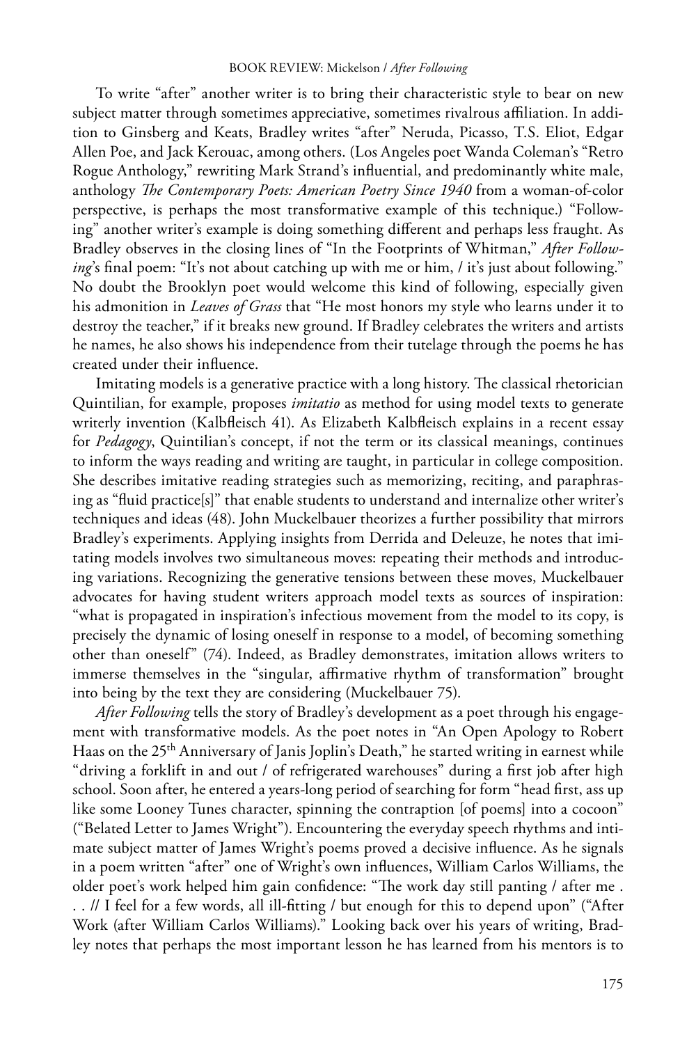To write "after" another writer is to bring their characteristic style to bear on new subject matter through sometimes appreciative, sometimes rivalrous affiliation. In addition to Ginsberg and Keats, Bradley writes "after" Neruda, Picasso, T.S. Eliot, Edgar Allen Poe, and Jack Kerouac, among others. (Los Angeles poet Wanda Coleman's "Retro Rogue Anthology," rewriting Mark Strand's influential, and predominantly white male, anthology *The Contemporary Poets: American Poetry Since 1940* from a woman-of-color perspective, is perhaps the most transformative example of this technique.) "Following" another writer's example is doing something different and perhaps less fraught. As Bradley observes in the closing lines of "In the Footprints of Whitman," *After Following*'s final poem: "It's not about catching up with me or him, / it's just about following." No doubt the Brooklyn poet would welcome this kind of following, especially given his admonition in *Leaves of Grass* that "He most honors my style who learns under it to destroy the teacher," if it breaks new ground. If Bradley celebrates the writers and artists he names, he also shows his independence from their tutelage through the poems he has created under their influence.

Imitating models is a generative practice with a long history. The classical rhetorician Quintilian, for example, proposes *imitatio* as method for using model texts to generate writerly invention (Kalbfleisch 41). As Elizabeth Kalbfleisch explains in a recent essay for *Pedagogy*, Quintilian's concept, if not the term or its classical meanings, continues to inform the ways reading and writing are taught, in particular in college composition. She describes imitative reading strategies such as memorizing, reciting, and paraphrasing as "fluid practice[s]" that enable students to understand and internalize other writer's techniques and ideas (48). John Muckelbauer theorizes a further possibility that mirrors Bradley's experiments. Applying insights from Derrida and Deleuze, he notes that imitating models involves two simultaneous moves: repeating their methods and introducing variations. Recognizing the generative tensions between these moves, Muckelbauer advocates for having student writers approach model texts as sources of inspiration: "what is propagated in inspiration's infectious movement from the model to its copy, is precisely the dynamic of losing oneself in response to a model, of becoming something other than oneself" (74). Indeed, as Bradley demonstrates, imitation allows writers to immerse themselves in the "singular, affirmative rhythm of transformation" brought into being by the text they are considering (Muckelbauer 75).

*After Following* tells the story of Bradley's development as a poet through his engagement with transformative models. As the poet notes in "An Open Apology to Robert Haas on the 25th Anniversary of Janis Joplin's Death," he started writing in earnest while "driving a forklift in and out / of refrigerated warehouses" during a first job after high school. Soon after, he entered a years-long period of searching for form "head first, ass up like some Looney Tunes character, spinning the contraption [of poems] into a cocoon" ("Belated Letter to James Wright"). Encountering the everyday speech rhythms and intimate subject matter of James Wright's poems proved a decisive influence. As he signals in a poem written "after" one of Wright's own influences, William Carlos Williams, the older poet's work helped him gain confidence: "The work day still panting / after me . . . // I feel for a few words, all ill-fitting / but enough for this to depend upon" ("After Work (after William Carlos Williams)." Looking back over his years of writing, Bradley notes that perhaps the most important lesson he has learned from his mentors is to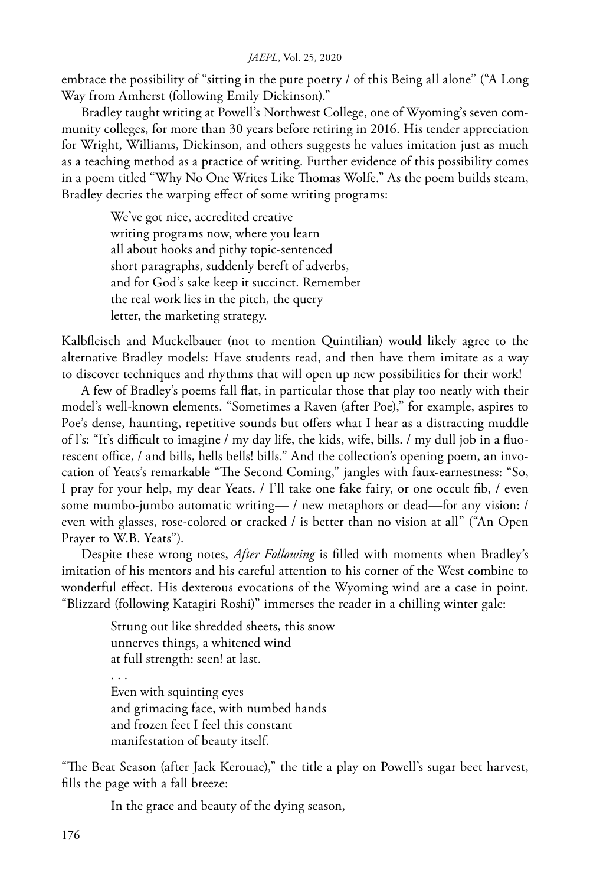embrace the possibility of "sitting in the pure poetry / of this Being all alone" ("A Long Way from Amherst (following Emily Dickinson)."

Bradley taught writing at Powell's Northwest College, one of Wyoming's seven community colleges, for more than 30 years before retiring in 2016. His tender appreciation for Wright, Williams, Dickinson, and others suggests he values imitation just as much as a teaching method as a practice of writing. Further evidence of this possibility comes in a poem titled "Why No One Writes Like Thomas Wolfe." As the poem builds steam, Bradley decries the warping effect of some writing programs:

> We've got nice, accredited creative  
> writing programs now, where you learn  
> all about hooks and pithy topic-sentenced  
> short paragraphs, suddenly bereft of adverbs,  
> and for God's sake keep it succinct. Remember  
> the real work lies in the pitch, the query  
> letter, the marketing strategy.

Kalbfleisch and Muckelbauer (not to mention Quintilian) would likely agree to the alternative Bradley models: Have students read, and then have them imitate as a way to discover techniques and rhythms that will open up new possibilities for their work!

A few of Bradley's poems fall flat, in particular those that play too neatly with their model's well-known elements. "Sometimes a Raven (after Poe)," for example, aspires to Poe's dense, haunting, repetitive sounds but offers what I hear as a distracting muddle of l's: "It's difficult to imagine / my day life, the kids, wife, bills. / my dull job in a fluorescent office, / and bills, hells bells! bills." And the collection's opening poem, an invocation of Yeats's remarkable "The Second Coming," jangles with faux-earnestness: "So, I pray for your help, my dear Yeats. / I'll take one fake fairy, or one occult fib, / even some mumbo-jumbo automatic writing— / new metaphors or dead—for any vision: / even with glasses, rose-colored or cracked / is better than no vision at all" ("An Open Prayer to W.B. Yeats").

Despite these wrong notes, *After Following* is filled with moments when Bradley's imitation of his mentors and his careful attention to his corner of the West combine to wonderful effect. His dexterous evocations of the Wyoming wind are a case in point. "Blizzard (following Katagiri Roshi)" immerses the reader in a chilling winter gale:

> Strung out like shredded sheets, this snow  
> unnerves things, a whitened wind  
> at full strength: seen! at last.  
> . . .  
> Even with squinting eyes  
> and grimacing face, with numbed hands  
> and frozen feet I feel this constant  
> manifestation of beauty itself.

"The Beat Season (after Jack Kerouac)," the title a play on Powell's sugar beet harvest, fills the page with a fall breeze:

> In the grace and beauty of the dying season,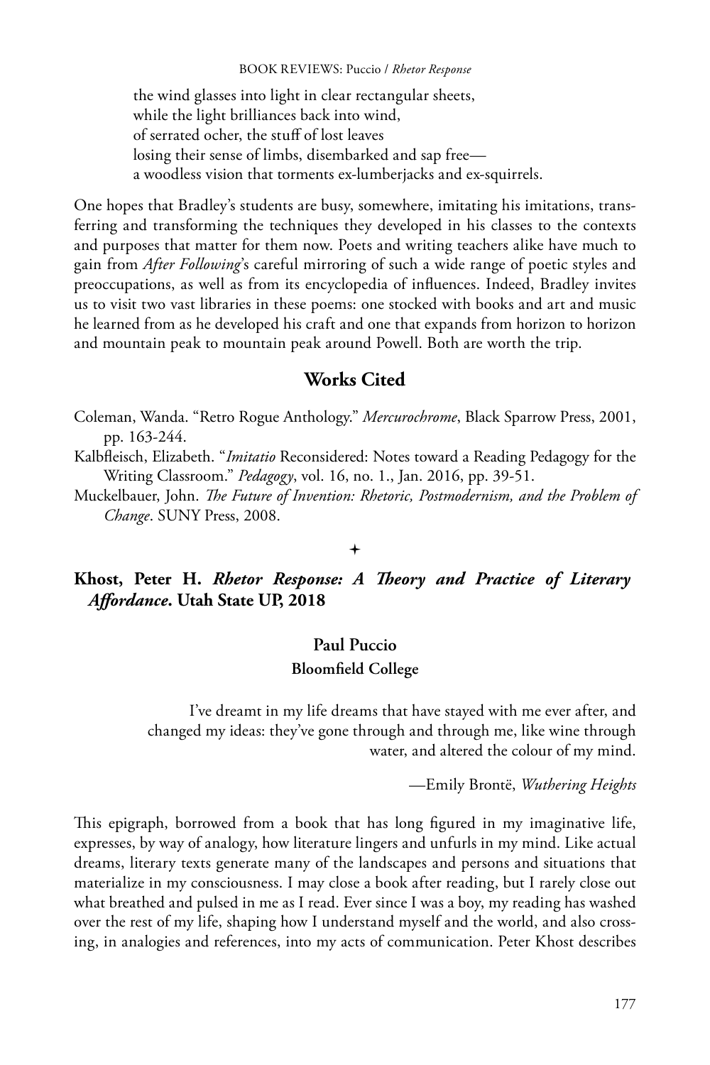the wind glasses into light in clear rectangular sheets,
while the light brilliances back into wind,
of serrated ocher, the stuff of lost leaves
losing their sense of limbs, disembarked and sap free—
a woodless vision that torments ex-lumberjacks and ex-squirrels.

One hopes that Bradley's students are busy, somewhere, imitating his imitations, transferring and transforming the techniques they developed in his classes to the contexts and purposes that matter for them now. Poets and writing teachers alike have much to gain from *After Following*'s careful mirroring of such a wide range of poetic styles and preoccupations, as well as from its encyclopedia of influences. Indeed, Bradley invites us to visit two vast libraries in these poems: one stocked with books and art and music he learned from as he developed his craft and one that expands from horizon to horizon and mountain peak to mountain peak around Powell. Both are worth the trip.

## Works Cited

Coleman, Wanda. "Retro Rogue Anthology." *Mercurochrome*, Black Sparrow Press, 2001, pp. 163-244.

Kalbfleisch, Elizabeth. "*Imitatio* Reconsidered: Notes toward a Reading Pedagogy for the Writing Classroom." *Pedagogy*, vol. 16, no. 1., Jan. 2016, pp. 39-51.

Muckelbauer, John. *The Future of Invention: Rhetoric, Postmodernism, and the Problem of Change*. SUNY Press, 2008.

✦

## Khost, Peter H. *Rhetor Response: A Theory and Practice of Literary Affordance*. Utah State UP, 2018

**Paul Puccio**
**Bloomfield College**

> I've dreamt in my life dreams that have stayed with me ever after, and changed my ideas: they've gone through and through me, like wine through water, and altered the colour of my mind.
>
> —Emily Brontë, *Wuthering Heights*

This epigraph, borrowed from a book that has long figured in my imaginative life, expresses, by way of analogy, how literature lingers and unfurls in my mind. Like actual dreams, literary texts generate many of the landscapes and persons and situations that materialize in my consciousness. I may close a book after reading, but I rarely close out what breathed and pulsed in me as I read. Ever since I was a boy, my reading has washed over the rest of my life, shaping how I understand myself and the world, and also crossing, in analogies and references, into my acts of communication. Peter Khost describes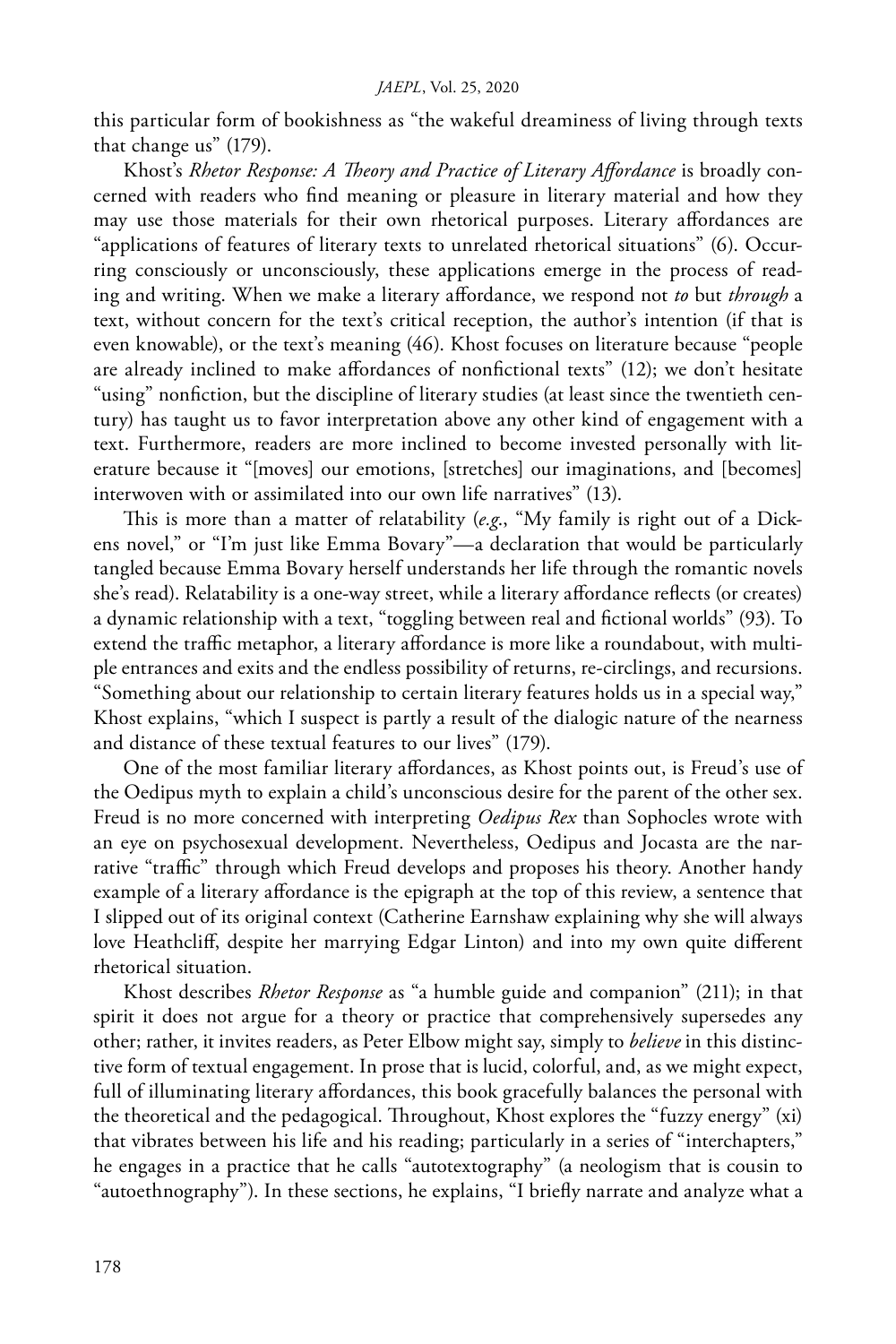this particular form of bookishness as "the wakeful dreaminess of living through texts that change us" (179).

Khost's *Rhetor Response: A Theory and Practice of Literary Affordance* is broadly concerned with readers who find meaning or pleasure in literary material and how they may use those materials for their own rhetorical purposes. Literary affordances are "applications of features of literary texts to unrelated rhetorical situations" (6). Occurring consciously or unconsciously, these applications emerge in the process of reading and writing. When we make a literary affordance, we respond not *to* but *through* a text, without concern for the text's critical reception, the author's intention (if that is even knowable), or the text's meaning (46). Khost focuses on literature because "people are already inclined to make affordances of nonfictional texts" (12); we don't hesitate "using" nonfiction, but the discipline of literary studies (at least since the twentieth century) has taught us to favor interpretation above any other kind of engagement with a text. Furthermore, readers are more inclined to become invested personally with literature because it "[moves] our emotions, [stretches] our imaginations, and [becomes] interwoven with or assimilated into our own life narratives" (13).

This is more than a matter of relatability (*e.g.*, "My family is right out of a Dickens novel," or "I'm just like Emma Bovary"—a declaration that would be particularly tangled because Emma Bovary herself understands her life through the romantic novels she's read). Relatability is a one-way street, while a literary affordance reflects (or creates) a dynamic relationship with a text, "toggling between real and fictional worlds" (93). To extend the traffic metaphor, a literary affordance is more like a roundabout, with multiple entrances and exits and the endless possibility of returns, re-circlings, and recursions. "Something about our relationship to certain literary features holds us in a special way," Khost explains, "which I suspect is partly a result of the dialogic nature of the nearness and distance of these textual features to our lives" (179).

One of the most familiar literary affordances, as Khost points out, is Freud's use of the Oedipus myth to explain a child's unconscious desire for the parent of the other sex. Freud is no more concerned with interpreting *Oedipus Rex* than Sophocles wrote with an eye on psychosexual development. Nevertheless, Oedipus and Jocasta are the narrative "traffic" through which Freud develops and proposes his theory. Another handy example of a literary affordance is the epigraph at the top of this review, a sentence that I slipped out of its original context (Catherine Earnshaw explaining why she will always love Heathcliff, despite her marrying Edgar Linton) and into my own quite different rhetorical situation.

Khost describes *Rhetor Response* as "a humble guide and companion" (211); in that spirit it does not argue for a theory or practice that comprehensively supersedes any other; rather, it invites readers, as Peter Elbow might say, simply to *believe* in this distinctive form of textual engagement. In prose that is lucid, colorful, and, as we might expect, full of illuminating literary affordances, this book gracefully balances the personal with the theoretical and the pedagogical. Throughout, Khost explores the "fuzzy energy" (xi) that vibrates between his life and his reading; particularly in a series of "interchapters," he engages in a practice that he calls "autotextography" (a neologism that is cousin to "autoethnography"). In these sections, he explains, "I briefly narrate and analyze what a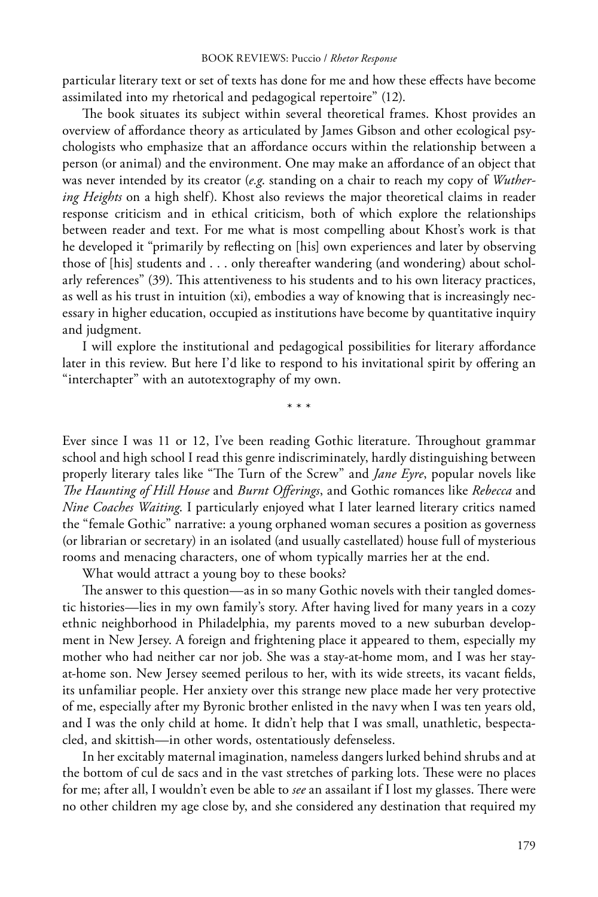particular literary text or set of texts has done for me and how these effects have become assimilated into my rhetorical and pedagogical repertoire" (12).

The book situates its subject within several theoretical frames. Khost provides an overview of affordance theory as articulated by James Gibson and other ecological psychologists who emphasize that an affordance occurs within the relationship between a person (or animal) and the environment. One may make an affordance of an object that was never intended by its creator (*e.g.* standing on a chair to reach my copy of *Wuthering Heights* on a high shelf). Khost also reviews the major theoretical claims in reader response criticism and in ethical criticism, both of which explore the relationships between reader and text. For me what is most compelling about Khost's work is that he developed it "primarily by reflecting on [his] own experiences and later by observing those of [his] students and . . . only thereafter wandering (and wondering) about scholarly references" (39). This attentiveness to his students and to his own literacy practices, as well as his trust in intuition (xi), embodies a way of knowing that is increasingly necessary in higher education, occupied as institutions have become by quantitative inquiry and judgment.

I will explore the institutional and pedagogical possibilities for literary affordance later in this review. But here I'd like to respond to his invitational spirit by offering an "interchapter" with an autotextography of my own.

\* \* \*

Ever since I was 11 or 12, I've been reading Gothic literature. Throughout grammar school and high school I read this genre indiscriminately, hardly distinguishing between properly literary tales like "The Turn of the Screw" and *Jane Eyre*, popular novels like *The Haunting of Hill House* and *Burnt Offerings*, and Gothic romances like *Rebecca* and *Nine Coaches Waiting*. I particularly enjoyed what I later learned literary critics named the "female Gothic" narrative: a young orphaned woman secures a position as governess (or librarian or secretary) in an isolated (and usually castellated) house full of mysterious rooms and menacing characters, one of whom typically marries her at the end.

What would attract a young boy to these books?

The answer to this question—as in so many Gothic novels with their tangled domestic histories—lies in my own family's story. After having lived for many years in a cozy ethnic neighborhood in Philadelphia, my parents moved to a new suburban development in New Jersey. A foreign and frightening place it appeared to them, especially my mother who had neither car nor job. She was a stay-at-home mom, and I was her stay-at-home son. New Jersey seemed perilous to her, with its wide streets, its vacant fields, its unfamiliar people. Her anxiety over this strange new place made her very protective of me, especially after my Byronic brother enlisted in the navy when I was ten years old, and I was the only child at home. It didn't help that I was small, unathletic, bespectacled, and skittish—in other words, ostentatiously defenseless.

In her excitably maternal imagination, nameless dangers lurked behind shrubs and at the bottom of cul de sacs and in the vast stretches of parking lots. These were no places for me; after all, I wouldn't even be able to *see* an assailant if I lost my glasses. There were no other children my age close by, and she considered any destination that required my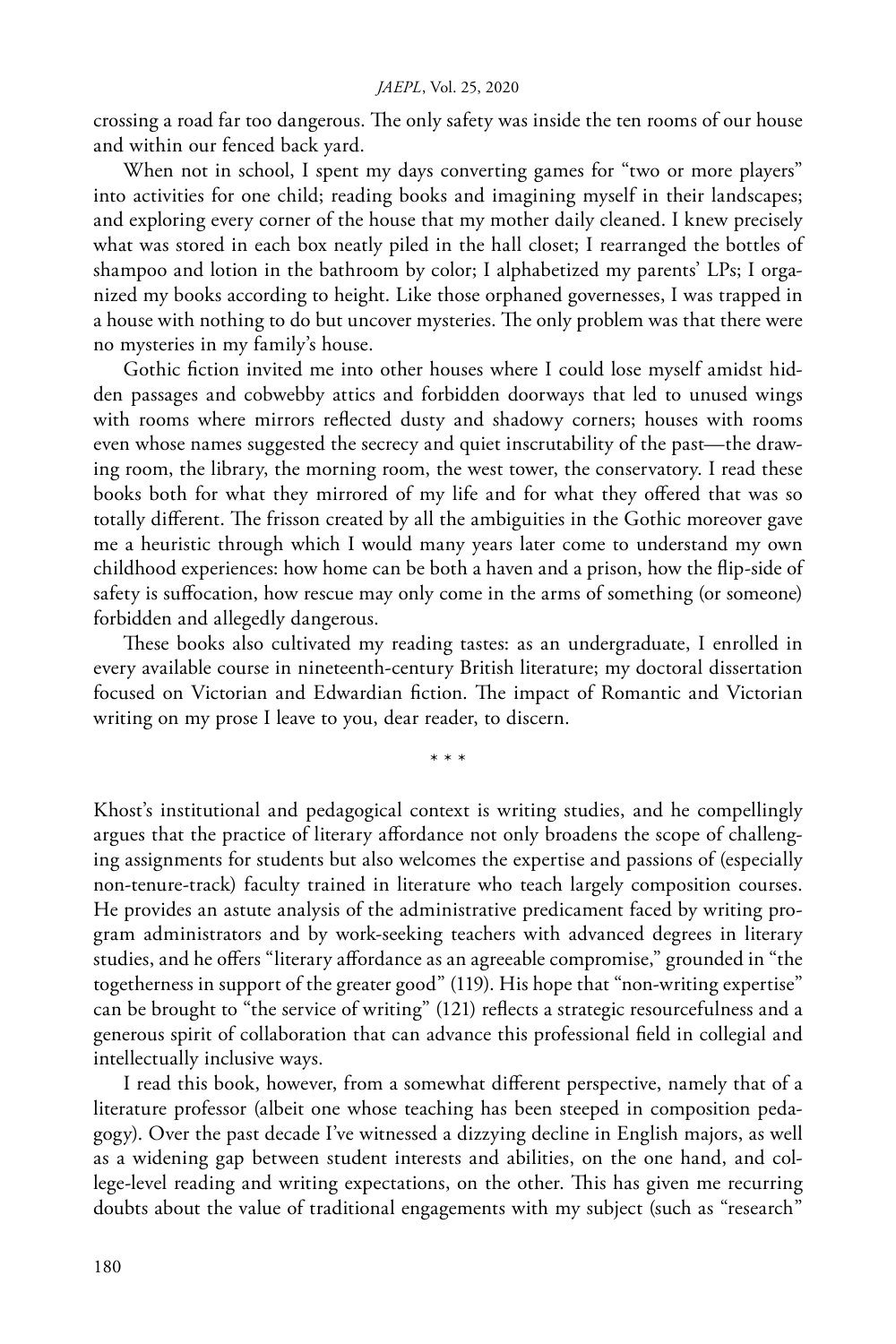crossing a road far too dangerous. The only safety was inside the ten rooms of our house and within our fenced back yard.

When not in school, I spent my days converting games for "two or more players" into activities for one child; reading books and imagining myself in their landscapes; and exploring every corner of the house that my mother daily cleaned. I knew precisely what was stored in each box neatly piled in the hall closet; I rearranged the bottles of shampoo and lotion in the bathroom by color; I alphabetized my parents' LPs; I organized my books according to height. Like those orphaned governesses, I was trapped in a house with nothing to do but uncover mysteries. The only problem was that there were no mysteries in my family's house.

Gothic fiction invited me into other houses where I could lose myself amidst hidden passages and cobwebby attics and forbidden doorways that led to unused wings with rooms where mirrors reflected dusty and shadowy corners; houses with rooms even whose names suggested the secrecy and quiet inscrutability of the past—the drawing room, the library, the morning room, the west tower, the conservatory. I read these books both for what they mirrored of my life and for what they offered that was so totally different. The frisson created by all the ambiguities in the Gothic moreover gave me a heuristic through which I would many years later come to understand my own childhood experiences: how home can be both a haven and a prison, how the flip-side of safety is suffocation, how rescue may only come in the arms of something (or someone) forbidden and allegedly dangerous.

These books also cultivated my reading tastes: as an undergraduate, I enrolled in every available course in nineteenth-century British literature; my doctoral dissertation focused on Victorian and Edwardian fiction. The impact of Romantic and Victorian writing on my prose I leave to you, dear reader, to discern.

\* \* \*

Khost's institutional and pedagogical context is writing studies, and he compellingly argues that the practice of literary affordance not only broadens the scope of challenging assignments for students but also welcomes the expertise and passions of (especially non-tenure-track) faculty trained in literature who teach largely composition courses. He provides an astute analysis of the administrative predicament faced by writing program administrators and by work-seeking teachers with advanced degrees in literary studies, and he offers "literary affordance as an agreeable compromise," grounded in "the togetherness in support of the greater good" (119). His hope that "non-writing expertise" can be brought to "the service of writing" (121) reflects a strategic resourcefulness and a generous spirit of collaboration that can advance this professional field in collegial and intellectually inclusive ways.

I read this book, however, from a somewhat different perspective, namely that of a literature professor (albeit one whose teaching has been steeped in composition pedagogy). Over the past decade I've witnessed a dizzying decline in English majors, as well as a widening gap between student interests and abilities, on the one hand, and college-level reading and writing expectations, on the other. This has given me recurring doubts about the value of traditional engagements with my subject (such as "research"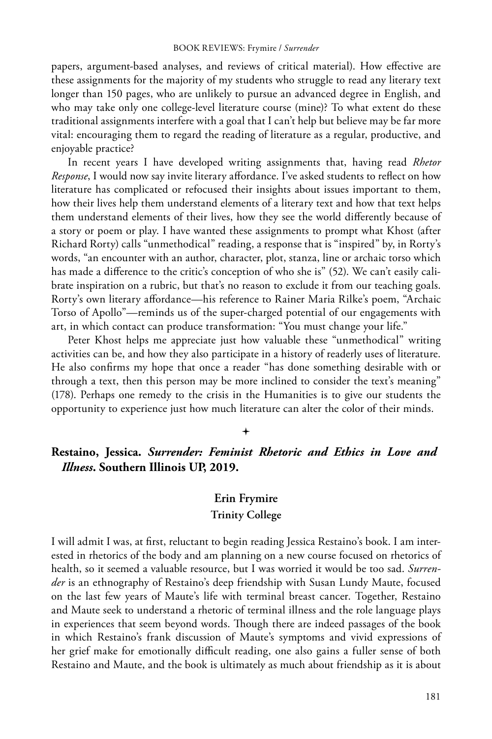papers, argument-based analyses, and reviews of critical material). How effective are these assignments for the majority of my students who struggle to read any literary text longer than 150 pages, who are unlikely to pursue an advanced degree in English, and who may take only one college-level literature course (mine)? To what extent do these traditional assignments interfere with a goal that I can't help but believe may be far more vital: encouraging them to regard the reading of literature as a regular, productive, and enjoyable practice?

In recent years I have developed writing assignments that, having read *Rhetor Response*, I would now say invite literary affordance. I've asked students to reflect on how literature has complicated or refocused their insights about issues important to them, how their lives help them understand elements of a literary text and how that text helps them understand elements of their lives, how they see the world differently because of a story or poem or play. I have wanted these assignments to prompt what Khost (after Richard Rorty) calls "unmethodical" reading, a response that is "inspired" by, in Rorty's words, "an encounter with an author, character, plot, stanza, line or archaic torso which has made a difference to the critic's conception of who she is" (52). We can't easily calibrate inspiration on a rubric, but that's no reason to exclude it from our teaching goals. Rorty's own literary affordance—his reference to Rainer Maria Rilke's poem, "Archaic Torso of Apollo"—reminds us of the super-charged potential of our engagements with art, in which contact can produce transformation: "You must change your life."

Peter Khost helps me appreciate just how valuable these "unmethodical" writing activities can be, and how they also participate in a history of readerly uses of literature. He also confirms my hope that once a reader "has done something desirable with or through a text, then this person may be more inclined to consider the text's meaning" (178). Perhaps one remedy to the crisis in the Humanities is to give our students the opportunity to experience just how much literature can alter the color of their minds.

✦

**Restaino, Jessica. *Surrender: Feminist Rhetoric and Ethics in Love and Illness*. Southern Illinois UP, 2019.**

**Erin Frymire**
**Trinity College**

I will admit I was, at first, reluctant to begin reading Jessica Restaino's book. I am interested in rhetorics of the body and am planning on a new course focused on rhetorics of health, so it seemed a valuable resource, but I was worried it would be too sad. *Surrender* is an ethnography of Restaino's deep friendship with Susan Lundy Maute, focused on the last few years of Maute's life with terminal breast cancer. Together, Restaino and Maute seek to understand a rhetoric of terminal illness and the role language plays in experiences that seem beyond words. Though there are indeed passages of the book in which Restaino's frank discussion of Maute's symptoms and vivid expressions of her grief make for emotionally difficult reading, one also gains a fuller sense of both Restaino and Maute, and the book is ultimately as much about friendship as it is about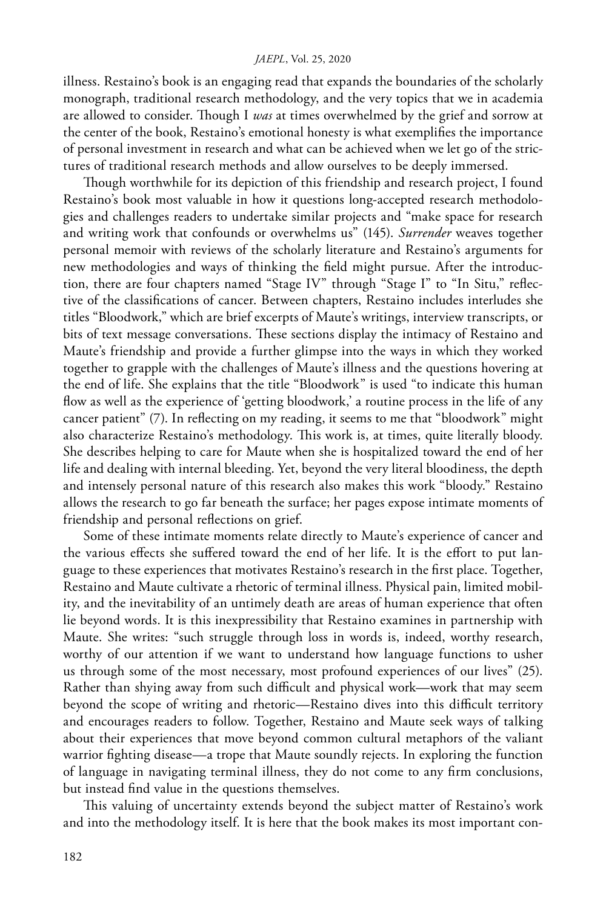illness. Restaino's book is an engaging read that expands the boundaries of the scholarly monograph, traditional research methodology, and the very topics that we in academia are allowed to consider. Though I *was* at times overwhelmed by the grief and sorrow at the center of the book, Restaino's emotional honesty is what exemplifies the importance of personal investment in research and what can be achieved when we let go of the strictures of traditional research methods and allow ourselves to be deeply immersed.

Though worthwhile for its depiction of this friendship and research project, I found Restaino's book most valuable in how it questions long-accepted research methodologies and challenges readers to undertake similar projects and "make space for research and writing work that confounds or overwhelms us" (145). *Surrender* weaves together personal memoir with reviews of the scholarly literature and Restaino's arguments for new methodologies and ways of thinking the field might pursue. After the introduction, there are four chapters named "Stage IV" through "Stage I" to "In Situ," reflective of the classifications of cancer. Between chapters, Restaino includes interludes she titles "Bloodwork," which are brief excerpts of Maute's writings, interview transcripts, or bits of text message conversations. These sections display the intimacy of Restaino and Maute's friendship and provide a further glimpse into the ways in which they worked together to grapple with the challenges of Maute's illness and the questions hovering at the end of life. She explains that the title "Bloodwork" is used "to indicate this human flow as well as the experience of 'getting bloodwork,' a routine process in the life of any cancer patient" (7). In reflecting on my reading, it seems to me that "bloodwork" might also characterize Restaino's methodology. This work is, at times, quite literally bloody. She describes helping to care for Maute when she is hospitalized toward the end of her life and dealing with internal bleeding. Yet, beyond the very literal bloodiness, the depth and intensely personal nature of this research also makes this work "bloody." Restaino allows the research to go far beneath the surface; her pages expose intimate moments of friendship and personal reflections on grief.

Some of these intimate moments relate directly to Maute's experience of cancer and the various effects she suffered toward the end of her life. It is the effort to put language to these experiences that motivates Restaino's research in the first place. Together, Restaino and Maute cultivate a rhetoric of terminal illness. Physical pain, limited mobility, and the inevitability of an untimely death are areas of human experience that often lie beyond words. It is this inexpressibility that Restaino examines in partnership with Maute. She writes: "such struggle through loss in words is, indeed, worthy research, worthy of our attention if we want to understand how language functions to usher us through some of the most necessary, most profound experiences of our lives" (25). Rather than shying away from such difficult and physical work—work that may seem beyond the scope of writing and rhetoric—Restaino dives into this difficult territory and encourages readers to follow. Together, Restaino and Maute seek ways of talking about their experiences that move beyond common cultural metaphors of the valiant warrior fighting disease—a trope that Maute soundly rejects. In exploring the function of language in navigating terminal illness, they do not come to any firm conclusions, but instead find value in the questions themselves.

This valuing of uncertainty extends beyond the subject matter of Restaino's work and into the methodology itself. It is here that the book makes its most important con-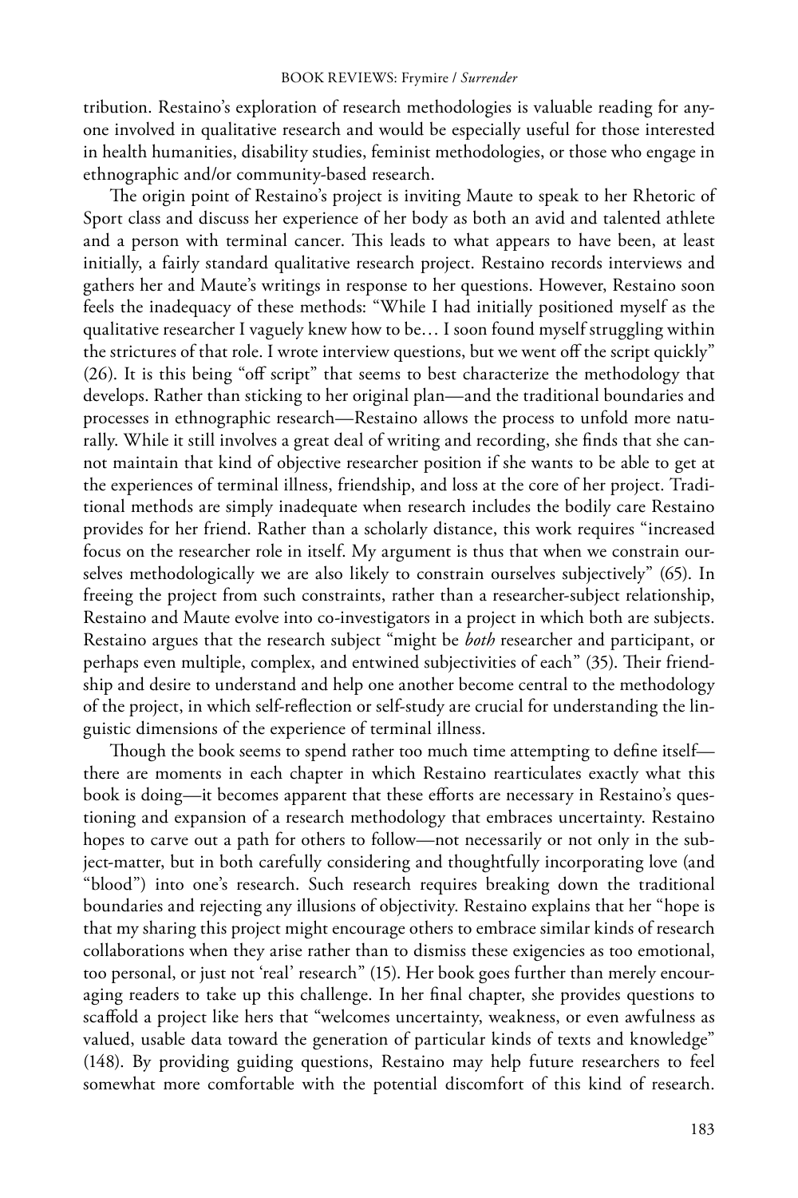tribution. Restaino's exploration of research methodologies is valuable reading for anyone involved in qualitative research and would be especially useful for those interested in health humanities, disability studies, feminist methodologies, or those who engage in ethnographic and/or community-based research.

The origin point of Restaino's project is inviting Maute to speak to her Rhetoric of Sport class and discuss her experience of her body as both an avid and talented athlete and a person with terminal cancer. This leads to what appears to have been, at least initially, a fairly standard qualitative research project. Restaino records interviews and gathers her and Maute's writings in response to her questions. However, Restaino soon feels the inadequacy of these methods: "While I had initially positioned myself as the qualitative researcher I vaguely knew how to be… I soon found myself struggling within the strictures of that role. I wrote interview questions, but we went off the script quickly" (26). It is this being "off script" that seems to best characterize the methodology that develops. Rather than sticking to her original plan—and the traditional boundaries and processes in ethnographic research—Restaino allows the process to unfold more naturally. While it still involves a great deal of writing and recording, she finds that she cannot maintain that kind of objective researcher position if she wants to be able to get at the experiences of terminal illness, friendship, and loss at the core of her project. Traditional methods are simply inadequate when research includes the bodily care Restaino provides for her friend. Rather than a scholarly distance, this work requires "increased focus on the researcher role in itself. My argument is thus that when we constrain ourselves methodologically we are also likely to constrain ourselves subjectively" (65). In freeing the project from such constraints, rather than a researcher-subject relationship, Restaino and Maute evolve into co-investigators in a project in which both are subjects. Restaino argues that the research subject "might be *both* researcher and participant, or perhaps even multiple, complex, and entwined subjectivities of each" (35). Their friendship and desire to understand and help one another become central to the methodology of the project, in which self-reflection or self-study are crucial for understanding the linguistic dimensions of the experience of terminal illness.

Though the book seems to spend rather too much time attempting to define itself—there are moments in each chapter in which Restaino rearticulates exactly what this book is doing—it becomes apparent that these efforts are necessary in Restaino's questioning and expansion of a research methodology that embraces uncertainty. Restaino hopes to carve out a path for others to follow—not necessarily or not only in the subject-matter, but in both carefully considering and thoughtfully incorporating love (and "blood") into one's research. Such research requires breaking down the traditional boundaries and rejecting any illusions of objectivity. Restaino explains that her "hope is that my sharing this project might encourage others to embrace similar kinds of research collaborations when they arise rather than to dismiss these exigencies as too emotional, too personal, or just not 'real' research" (15). Her book goes further than merely encouraging readers to take up this challenge. In her final chapter, she provides questions to scaffold a project like hers that "welcomes uncertainty, weakness, or even awfulness as valued, usable data toward the generation of particular kinds of texts and knowledge" (148). By providing guiding questions, Restaino may help future researchers to feel somewhat more comfortable with the potential discomfort of this kind of research.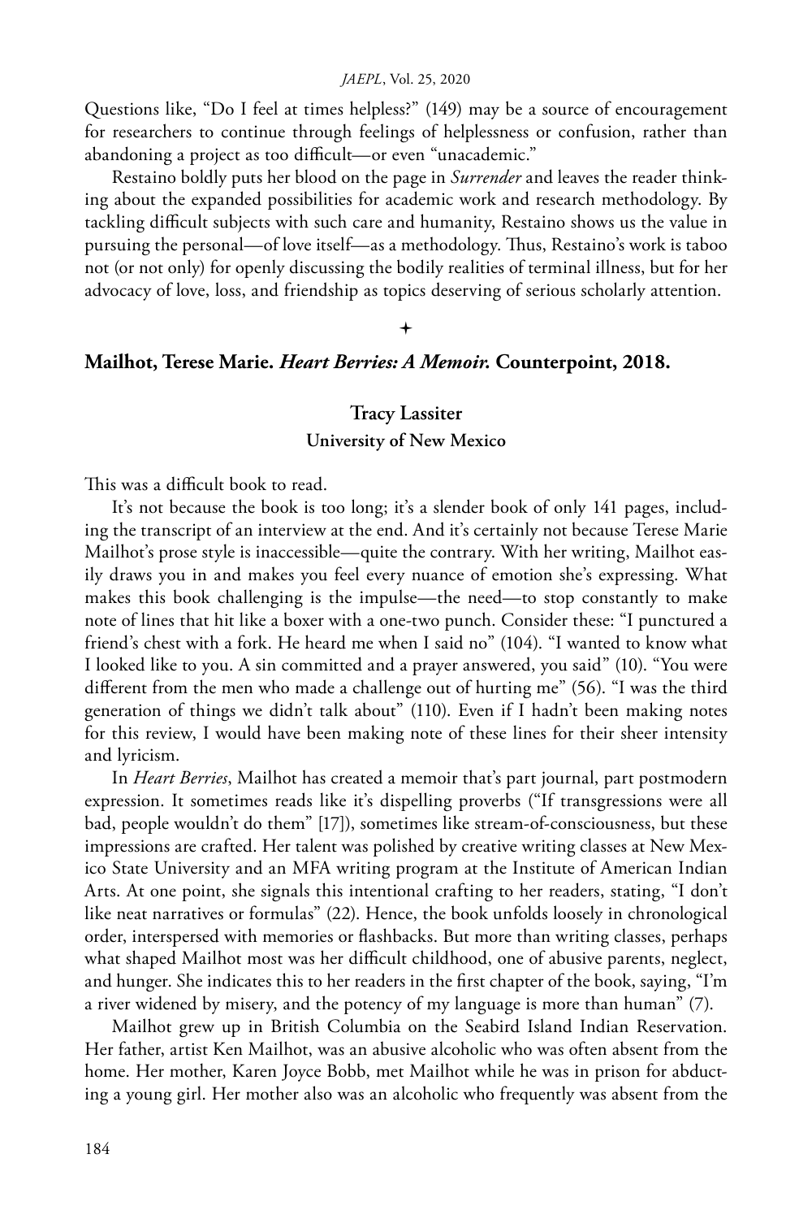Questions like, "Do I feel at times helpless?" (149) may be a source of encouragement for researchers to continue through feelings of helplessness or confusion, rather than abandoning a project as too difficult—or even "unacademic."

Restaino boldly puts her blood on the page in *Surrender* and leaves the reader thinking about the expanded possibilities for academic work and research methodology. By tackling difficult subjects with such care and humanity, Restaino shows us the value in pursuing the personal—of love itself—as a methodology. Thus, Restaino's work is taboo not (or not only) for openly discussing the bodily realities of terminal illness, but for her advocacy of love, loss, and friendship as topics deserving of serious scholarly attention.

✦

**Mailhot, Terese Marie. *Heart Berries: A Memoir.* Counterpoint, 2018.**

**Tracy Lassiter**
**University of New Mexico**

This was a difficult book to read.

It's not because the book is too long; it's a slender book of only 141 pages, including the transcript of an interview at the end. And it's certainly not because Terese Marie Mailhot's prose style is inaccessible—quite the contrary. With her writing, Mailhot easily draws you in and makes you feel every nuance of emotion she's expressing. What makes this book challenging is the impulse—the need—to stop constantly to make note of lines that hit like a boxer with a one-two punch. Consider these: "I punctured a friend's chest with a fork. He heard me when I said no" (104). "I wanted to know what I looked like to you. A sin committed and a prayer answered, you said" (10). "You were different from the men who made a challenge out of hurting me" (56). "I was the third generation of things we didn't talk about" (110). Even if I hadn't been making notes for this review, I would have been making note of these lines for their sheer intensity and lyricism.

In *Heart Berries*, Mailhot has created a memoir that's part journal, part postmodern expression. It sometimes reads like it's dispelling proverbs ("If transgressions were all bad, people wouldn't do them" [17]), sometimes like stream-of-consciousness, but these impressions are crafted. Her talent was polished by creative writing classes at New Mexico State University and an MFA writing program at the Institute of American Indian Arts. At one point, she signals this intentional crafting to her readers, stating, "I don't like neat narratives or formulas" (22). Hence, the book unfolds loosely in chronological order, interspersed with memories or flashbacks. But more than writing classes, perhaps what shaped Mailhot most was her difficult childhood, one of abusive parents, neglect, and hunger. She indicates this to her readers in the first chapter of the book, saying, "I'm a river widened by misery, and the potency of my language is more than human" (7).

Mailhot grew up in British Columbia on the Seabird Island Indian Reservation. Her father, artist Ken Mailhot, was an abusive alcoholic who was often absent from the home. Her mother, Karen Joyce Bobb, met Mailhot while he was in prison for abducting a young girl. Her mother also was an alcoholic who frequently was absent from the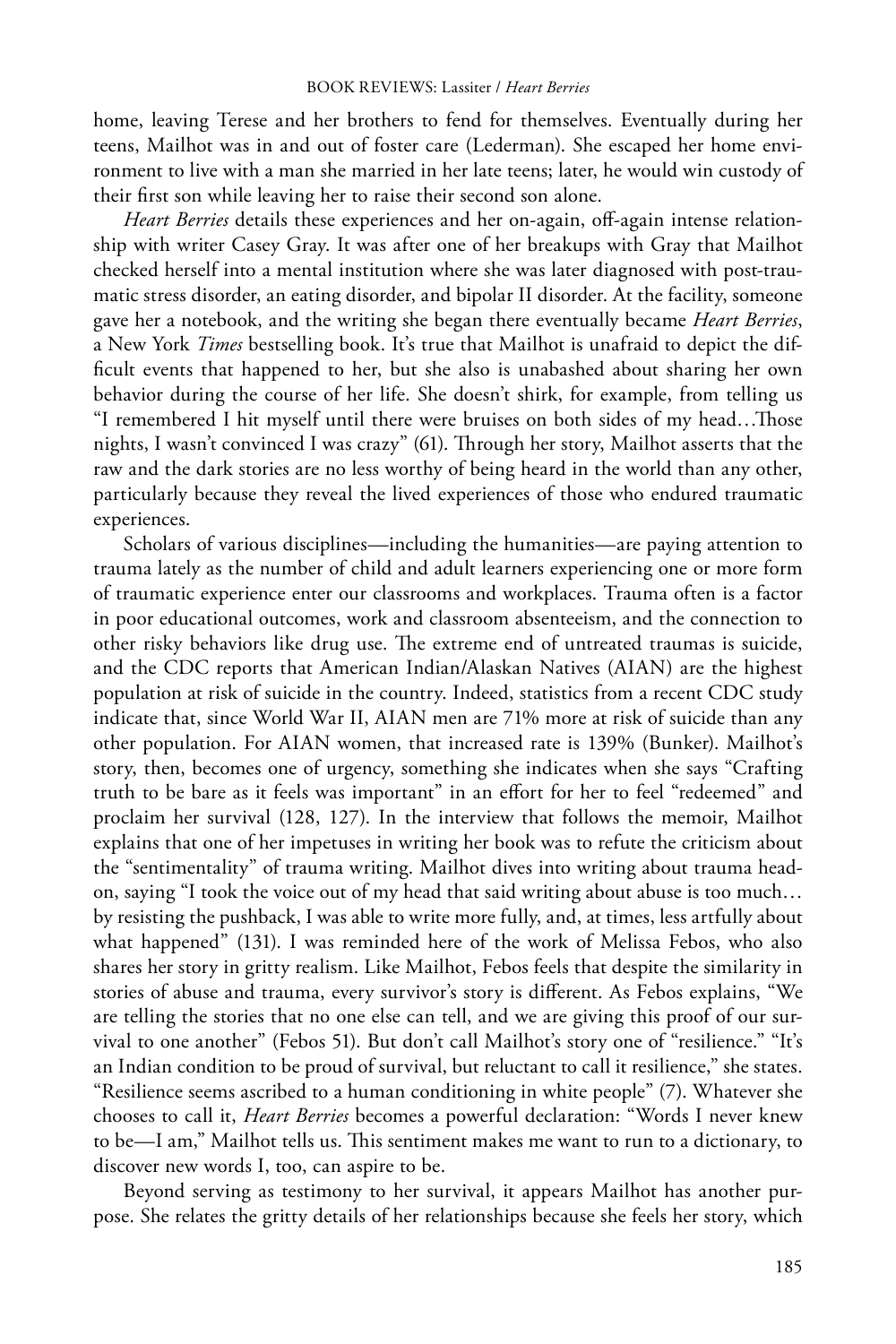home, leaving Terese and her brothers to fend for themselves. Eventually during her teens, Mailhot was in and out of foster care (Lederman). She escaped her home environment to live with a man she married in her late teens; later, he would win custody of their first son while leaving her to raise their second son alone.

*Heart Berries* details these experiences and her on-again, off-again intense relationship with writer Casey Gray. It was after one of her breakups with Gray that Mailhot checked herself into a mental institution where she was later diagnosed with post-traumatic stress disorder, an eating disorder, and bipolar II disorder. At the facility, someone gave her a notebook, and the writing she began there eventually became *Heart Berries*, a New York *Times* bestselling book. It's true that Mailhot is unafraid to depict the difficult events that happened to her, but she also is unabashed about sharing her own behavior during the course of her life. She doesn't shirk, for example, from telling us "I remembered I hit myself until there were bruises on both sides of my head…Those nights, I wasn't convinced I was crazy" (61). Through her story, Mailhot asserts that the raw and the dark stories are no less worthy of being heard in the world than any other, particularly because they reveal the lived experiences of those who endured traumatic experiences.

Scholars of various disciplines—including the humanities—are paying attention to trauma lately as the number of child and adult learners experiencing one or more form of traumatic experience enter our classrooms and workplaces. Trauma often is a factor in poor educational outcomes, work and classroom absenteeism, and the connection to other risky behaviors like drug use. The extreme end of untreated traumas is suicide, and the CDC reports that American Indian/Alaskan Natives (AIAN) are the highest population at risk of suicide in the country. Indeed, statistics from a recent CDC study indicate that, since World War II, AIAN men are 71% more at risk of suicide than any other population. For AIAN women, that increased rate is 139% (Bunker). Mailhot's story, then, becomes one of urgency, something she indicates when she says "Crafting truth to be bare as it feels was important" in an effort for her to feel "redeemed" and proclaim her survival (128, 127). In the interview that follows the memoir, Mailhot explains that one of her impetuses in writing her book was to refute the criticism about the "sentimentality" of trauma writing. Mailhot dives into writing about trauma head-on, saying "I took the voice out of my head that said writing about abuse is too much… by resisting the pushback, I was able to write more fully, and, at times, less artfully about what happened" (131). I was reminded here of the work of Melissa Febos, who also shares her story in gritty realism. Like Mailhot, Febos feels that despite the similarity in stories of abuse and trauma, every survivor's story is different. As Febos explains, "We are telling the stories that no one else can tell, and we are giving this proof of our survival to one another" (Febos 51). But don't call Mailhot's story one of "resilience." "It's an Indian condition to be proud of survival, but reluctant to call it resilience," she states. "Resilience seems ascribed to a human conditioning in white people" (7). Whatever she chooses to call it, *Heart Berries* becomes a powerful declaration: "Words I never knew to be—I am," Mailhot tells us. This sentiment makes me want to run to a dictionary, to discover new words I, too, can aspire to be.

Beyond serving as testimony to her survival, it appears Mailhot has another purpose. She relates the gritty details of her relationships because she feels her story, which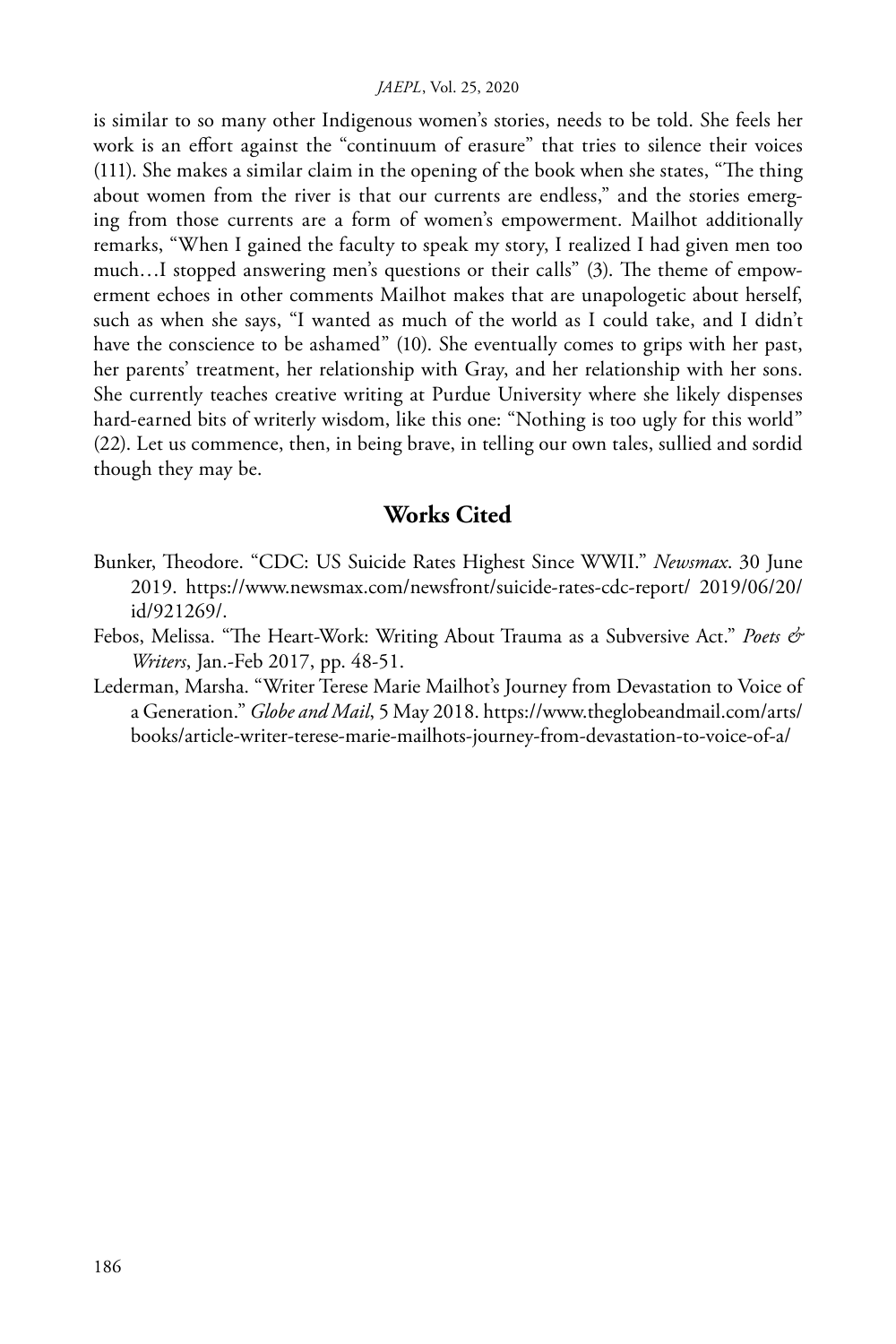is similar to so many other Indigenous women's stories, needs to be told. She feels her work is an effort against the "continuum of erasure" that tries to silence their voices (111). She makes a similar claim in the opening of the book when she states, "The thing about women from the river is that our currents are endless," and the stories emerging from those currents are a form of women's empowerment. Mailhot additionally remarks, "When I gained the faculty to speak my story, I realized I had given men too much…I stopped answering men's questions or their calls" (3). The theme of empowerment echoes in other comments Mailhot makes that are unapologetic about herself, such as when she says, "I wanted as much of the world as I could take, and I didn't have the conscience to be ashamed" (10). She eventually comes to grips with her past, her parents' treatment, her relationship with Gray, and her relationship with her sons. She currently teaches creative writing at Purdue University where she likely dispenses hard-earned bits of writerly wisdom, like this one: "Nothing is too ugly for this world" (22). Let us commence, then, in being brave, in telling our own tales, sullied and sordid though they may be.

## Works Cited

Bunker, Theodore. "CDC: US Suicide Rates Highest Since WWII." *Newsmax*. 30 June 2019. https://www.newsmax.com/newsfront/suicide-rates-cdc-report/ 2019/06/20/id/921269/.

Febos, Melissa. "The Heart-Work: Writing About Trauma as a Subversive Act." *Poets & Writers*, Jan.-Feb 2017, pp. 48-51.

Lederman, Marsha. "Writer Terese Marie Mailhot's Journey from Devastation to Voice of a Generation." *Globe and Mail*, 5 May 2018. https://www.theglobeandmail.com/arts/books/article-writer-terese-marie-mailhots-journey-from-devastation-to-voice-of-a/